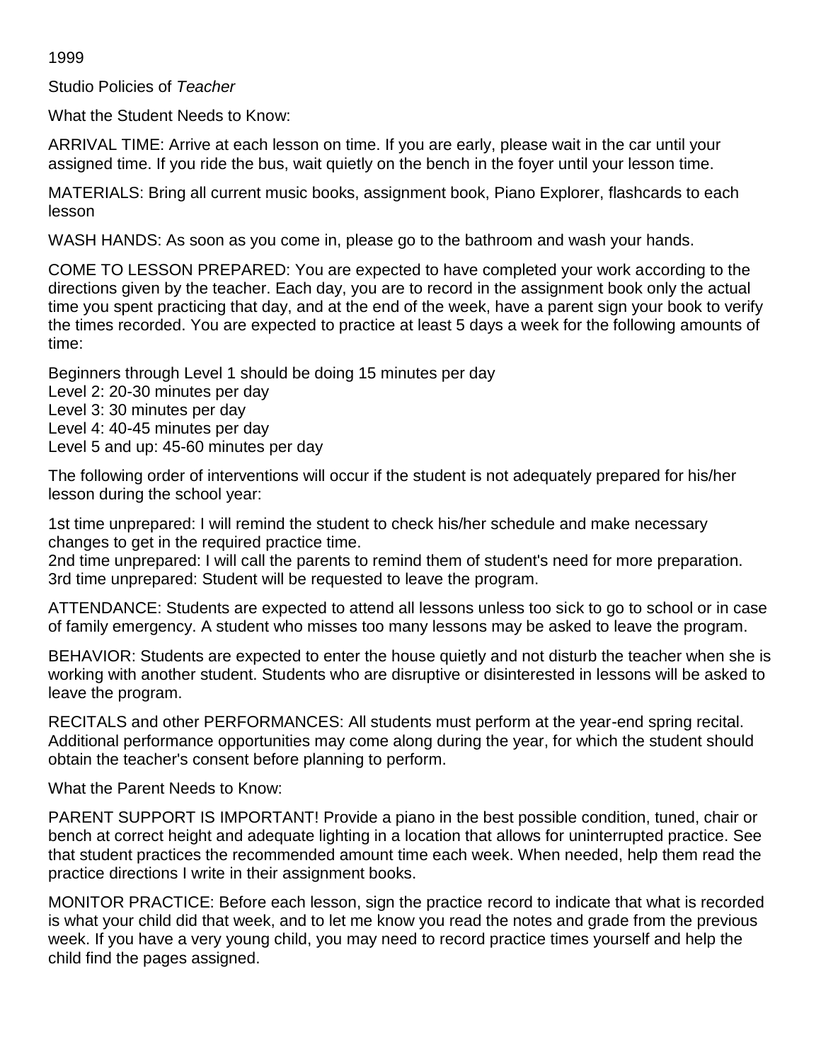1999

Studio Policies of *Teacher*

What the Student Needs to Know:

ARRIVAL TIME: Arrive at each lesson on time. If you are early, please wait in the car until your assigned time. If you ride the bus, wait quietly on the bench in the foyer until your lesson time.

MATERIALS: Bring all current music books, assignment book, Piano Explorer, flashcards to each lesson

WASH HANDS: As soon as you come in, please go to the bathroom and wash your hands.

COME TO LESSON PREPARED: You are expected to have completed your work according to the directions given by the teacher. Each day, you are to record in the assignment book only the actual time you spent practicing that day, and at the end of the week, have a parent sign your book to verify the times recorded. You are expected to practice at least 5 days a week for the following amounts of time:

Beginners through Level 1 should be doing 15 minutes per day
Level 2: 20-30 minutes per day
Level 3: 30 minutes per day
Level 4: 40-45 minutes per day
Level 5 and up: 45-60 minutes per day

The following order of interventions will occur if the student is not adequately prepared for his/her lesson during the school year:

1st time unprepared: I will remind the student to check his/her schedule and make necessary changes to get in the required practice time.
2nd time unprepared: I will call the parents to remind them of student's need for more preparation.
3rd time unprepared: Student will be requested to leave the program.

ATTENDANCE: Students are expected to attend all lessons unless too sick to go to school or in case of family emergency. A student who misses too many lessons may be asked to leave the program.

BEHAVIOR: Students are expected to enter the house quietly and not disturb the teacher when she is working with another student. Students who are disruptive or disinterested in lessons will be asked to leave the program.

RECITALS and other PERFORMANCES: All students must perform at the year-end spring recital. Additional performance opportunities may come along during the year, for which the student should obtain the teacher's consent before planning to perform.

What the Parent Needs to Know:

PARENT SUPPORT IS IMPORTANT! Provide a piano in the best possible condition, tuned, chair or bench at correct height and adequate lighting in a location that allows for uninterrupted practice. See that student practices the recommended amount time each week. When needed, help them read the practice directions I write in their assignment books.

MONITOR PRACTICE: Before each lesson, sign the practice record to indicate that what is recorded is what your child did that week, and to let me know you read the notes and grade from the previous week. If you have a very young child, you may need to record practice times yourself and help the child find the pages assigned.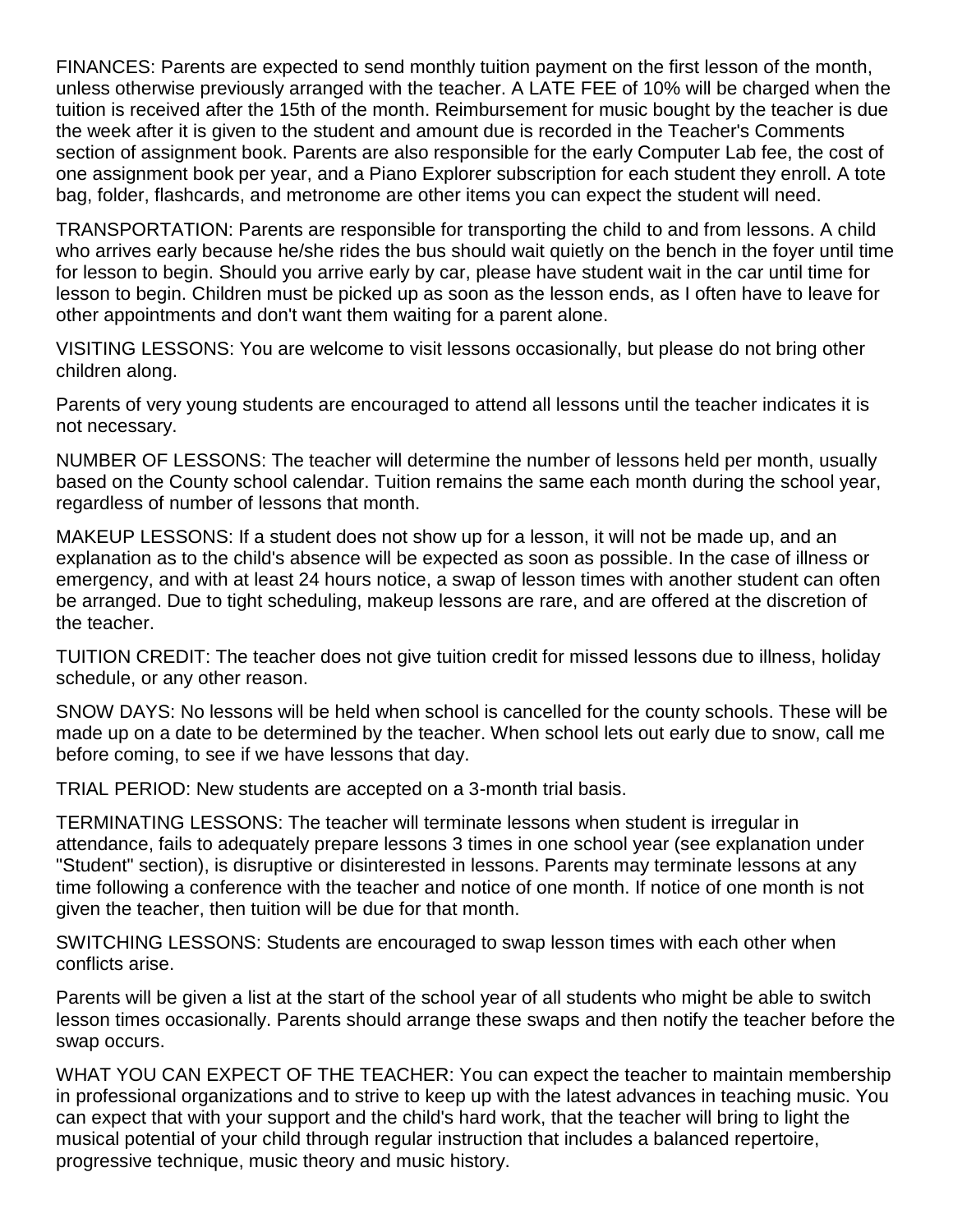FINANCES: Parents are expected to send monthly tuition payment on the first lesson of the month, unless otherwise previously arranged with the teacher. A LATE FEE of 10% will be charged when the tuition is received after the 15th of the month. Reimbursement for music bought by the teacher is due the week after it is given to the student and amount due is recorded in the Teacher's Comments section of assignment book. Parents are also responsible for the early Computer Lab fee, the cost of one assignment book per year, and a Piano Explorer subscription for each student they enroll. A tote bag, folder, flashcards, and metronome are other items you can expect the student will need.

TRANSPORTATION: Parents are responsible for transporting the child to and from lessons. A child who arrives early because he/she rides the bus should wait quietly on the bench in the foyer until time for lesson to begin. Should you arrive early by car, please have student wait in the car until time for lesson to begin. Children must be picked up as soon as the lesson ends, as I often have to leave for other appointments and don't want them waiting for a parent alone.

VISITING LESSONS: You are welcome to visit lessons occasionally, but please do not bring other children along.

Parents of very young students are encouraged to attend all lessons until the teacher indicates it is not necessary.

NUMBER OF LESSONS: The teacher will determine the number of lessons held per month, usually based on the County school calendar. Tuition remains the same each month during the school year, regardless of number of lessons that month.

MAKEUP LESSONS: If a student does not show up for a lesson, it will not be made up, and an explanation as to the child's absence will be expected as soon as possible. In the case of illness or emergency, and with at least 24 hours notice, a swap of lesson times with another student can often be arranged. Due to tight scheduling, makeup lessons are rare, and are offered at the discretion of the teacher.

TUITION CREDIT: The teacher does not give tuition credit for missed lessons due to illness, holiday schedule, or any other reason.

SNOW DAYS: No lessons will be held when school is cancelled for the county schools. These will be made up on a date to be determined by the teacher. When school lets out early due to snow, call me before coming, to see if we have lessons that day.

TRIAL PERIOD: New students are accepted on a 3-month trial basis.

TERMINATING LESSONS: The teacher will terminate lessons when student is irregular in attendance, fails to adequately prepare lessons 3 times in one school year (see explanation under "Student" section), is disruptive or disinterested in lessons. Parents may terminate lessons at any time following a conference with the teacher and notice of one month. If notice of one month is not given the teacher, then tuition will be due for that month.

SWITCHING LESSONS: Students are encouraged to swap lesson times with each other when conflicts arise.

Parents will be given a list at the start of the school year of all students who might be able to switch lesson times occasionally. Parents should arrange these swaps and then notify the teacher before the swap occurs.

WHAT YOU CAN EXPECT OF THE TEACHER: You can expect the teacher to maintain membership in professional organizations and to strive to keep up with the latest advances in teaching music. You can expect that with your support and the child's hard work, that the teacher will bring to light the musical potential of your child through regular instruction that includes a balanced repertoire, progressive technique, music theory and music history.